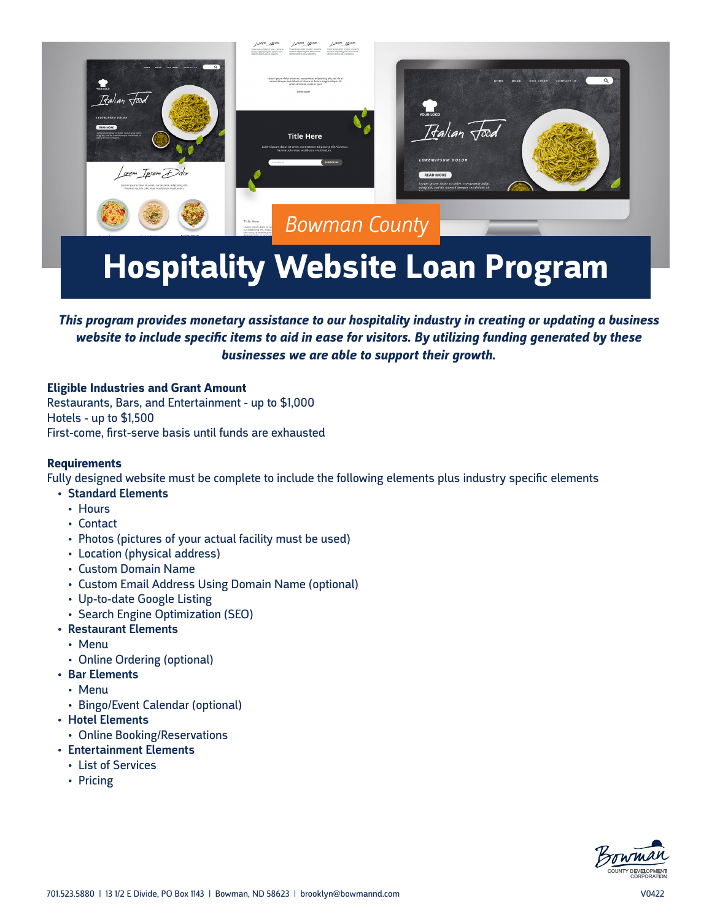Bowman County

# Hospitality Website Loan Program

***This program provides monetary assistance to our hospitality industry in creating or updating a business website to include specific items to aid in ease for visitors. By utilizing funding generated by these businesses we are able to support their growth.***

**Eligible Industries and Grant Amount**
Restaurants, Bars, and Entertainment - up to $1,000
Hotels - up to $1,500
First-come, first-serve basis until funds are exhausted

**Requirements**
Fully designed website must be complete to include the following elements plus industry specific elements

- **Standard Elements**
  - Hours
  - Contact
  - Photos (pictures of your actual facility must be used)
  - Location (physical address)
  - Custom Domain Name
  - Custom Email Address Using Domain Name (optional)
  - Up-to-date Google Listing
  - Search Engine Optimization (SEO)
- **Restaurant Elements**
  - Menu
  - Online Ordering (optional)
- **Bar Elements**
  - Menu
  - Bingo/Event Calendar (optional)
- **Hotel Elements**
  - Online Booking/Reservations
- **Entertainment Elements**
  - List of Services
  - Pricing

Bowman County Development Corporation

701.523.5880 | 13 1/2 E Divide, PO Box 1143 | Bowman, ND 58623 | brooklyn@bowmannd.com

V0422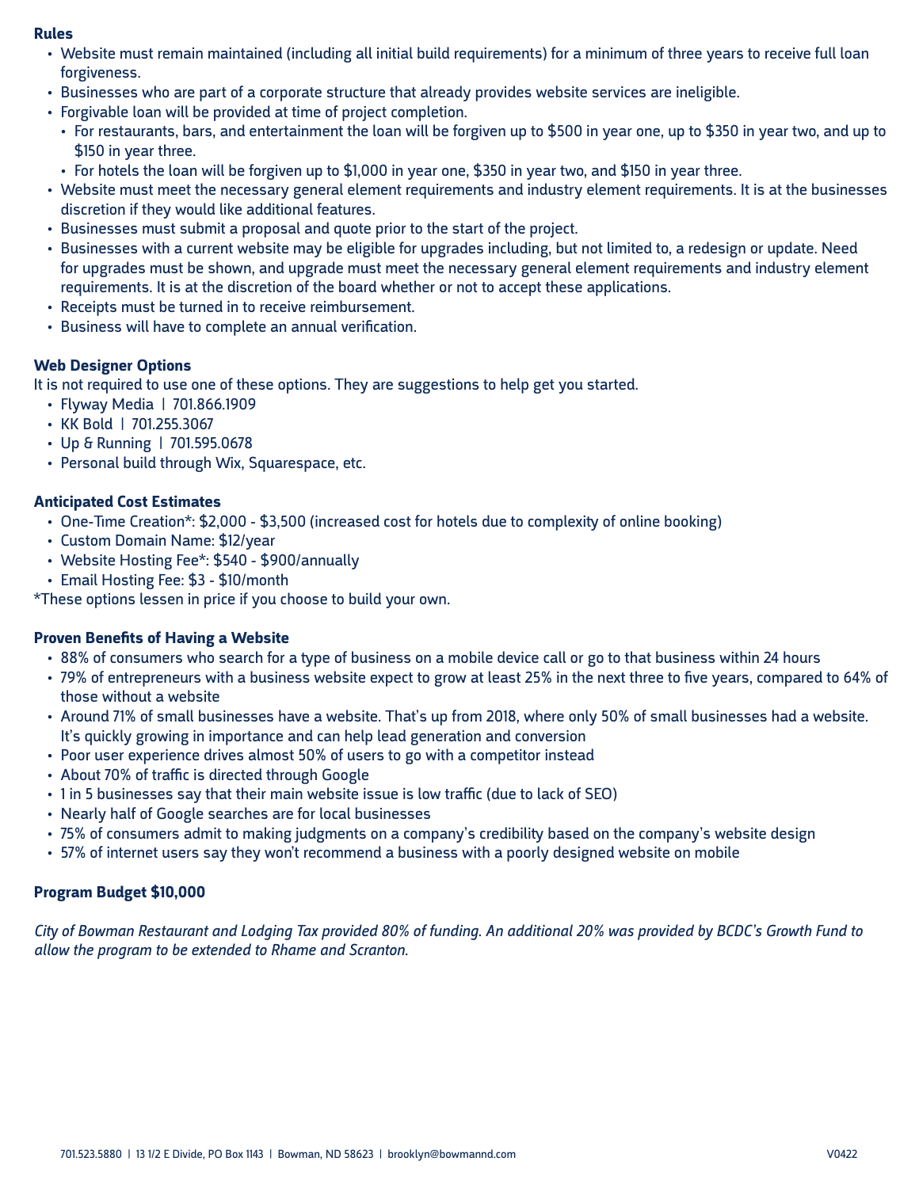## Rules

- Website must remain maintained (including all initial build requirements) for a minimum of three years to receive full loan forgiveness.
- Businesses who are part of a corporate structure that already provides website services are ineligible.
- Forgivable loan will be provided at time of project completion.
  - For restaurants, bars, and entertainment the loan will be forgiven up to $500 in year one, up to $350 in year two, and up to $150 in year three.
  - For hotels the loan will be forgiven up to $1,000 in year one, $350 in year two, and $150 in year three.
- Website must meet the necessary general element requirements and industry element requirements. It is at the businesses discretion if they would like additional features.
- Businesses must submit a proposal and quote prior to the start of the project.
- Businesses with a current website may be eligible for upgrades including, but not limited to, a redesign or update. Need for upgrades must be shown, and upgrade must meet the necessary general element requirements and industry element requirements. It is at the discretion of the board whether or not to accept these applications.
- Receipts must be turned in to receive reimbursement.
- Business will have to complete an annual verification.

## Web Designer Options

It is not required to use one of these options. They are suggestions to help get you started.

- Flyway Media | 701.866.1909
- KK Bold | 701.255.3067
- Up & Running | 701.595.0678
- Personal build through Wix, Squarespace, etc.

## Anticipated Cost Estimates

- One-Time Creation*: $2,000 - $3,500 (increased cost for hotels due to complexity of online booking)
- Custom Domain Name: $12/year
- Website Hosting Fee*: $540 - $900/annually
- Email Hosting Fee: $3 - $10/month

*These options lessen in price if you choose to build your own.

## Proven Benefits of Having a Website

- 88% of consumers who search for a type of business on a mobile device call or go to that business within 24 hours
- 79% of entrepreneurs with a business website expect to grow at least 25% in the next three to five years, compared to 64% of those without a website
- Around 71% of small businesses have a website. That's up from 2018, where only 50% of small businesses had a website. It's quickly growing in importance and can help lead generation and conversion
- Poor user experience drives almost 50% of users to go with a competitor instead
- About 70% of traffic is directed through Google
- 1 in 5 businesses say that their main website issue is low traffic (due to lack of SEO)
- Nearly half of Google searches are for local businesses
- 75% of consumers admit to making judgments on a company's credibility based on the company's website design
- 57% of internet users say they won't recommend a business with a poorly designed website on mobile

## Program Budget $10,000

*City of Bowman Restaurant and Lodging Tax provided 80% of funding. An additional 20% was provided by BCDC's Growth Fund to allow the program to be extended to Rhame and Scranton.*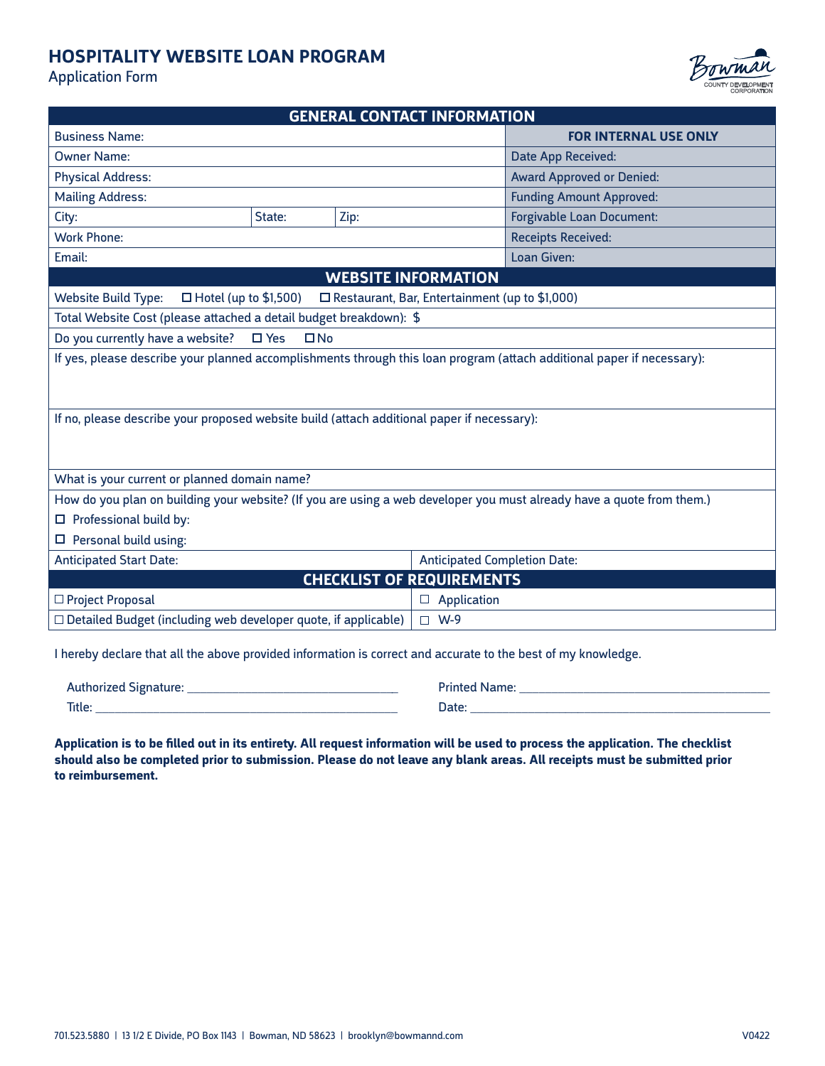# HOSPITALITY WEBSITE LOAN PROGRAM

Application Form

Bowman County Development Corporation

| GENERAL CONTACT INFORMATION | | | |
|---|---|---|---|
| Business Name: | | | **FOR INTERNAL USE ONLY** |
| Owner Name: | | | Date App Received: |
| Physical Address: | | | Award Approved or Denied: |
| Mailing Address: | | | Funding Amount Approved: |
| City: | State: | Zip: | Forgivable Loan Document: |
| Work Phone: | | | Receipts Received: |
| Email: | | | Loan Given: |

| WEBSITE INFORMATION | |
|---|---|
| Website Build Type: ☐ Hotel (up to $1,500) ☐ Restaurant, Bar, Entertainment (up to $1,000) | |
| Total Website Cost (please attached a detail budget breakdown): $ | |
| Do you currently have a website? ☐ Yes ☐ No | |
| If yes, please describe your planned accomplishments through this loan program (attach additional paper if necessary): | |
| If no, please describe your proposed website build (attach additional paper if necessary): | |
| What is your current or planned domain name? | |
| How do you plan on building your website? (If you are using a web developer you must already have a quote from them.)<br>☐ Professional build by:<br>☐ Personal build using: | |
| Anticipated Start Date: | Anticipated Completion Date: |

| CHECKLIST OF REQUIREMENTS | |
|---|---|
| ☐ Project Proposal | ☐ Application |
| ☐ Detailed Budget (including web developer quote, if applicable) | ☐ W-9 |

I hereby declare that all the above provided information is correct and accurate to the best of my knowledge.

Authorized Signature: ______________________________ Printed Name: ______________________________

Title: ______________________________ Date: ______________________________

**Application is to be filled out in its entirety. All request information will be used to process the application. The checklist should also be completed prior to submission. Please do not leave any blank areas. All receipts must be submitted prior to reimbursement.**

701.523.5880 | 13 1/2 E Divide, PO Box 1143 | Bowman, ND 58623 | brooklyn@bowmannd.com

V0422